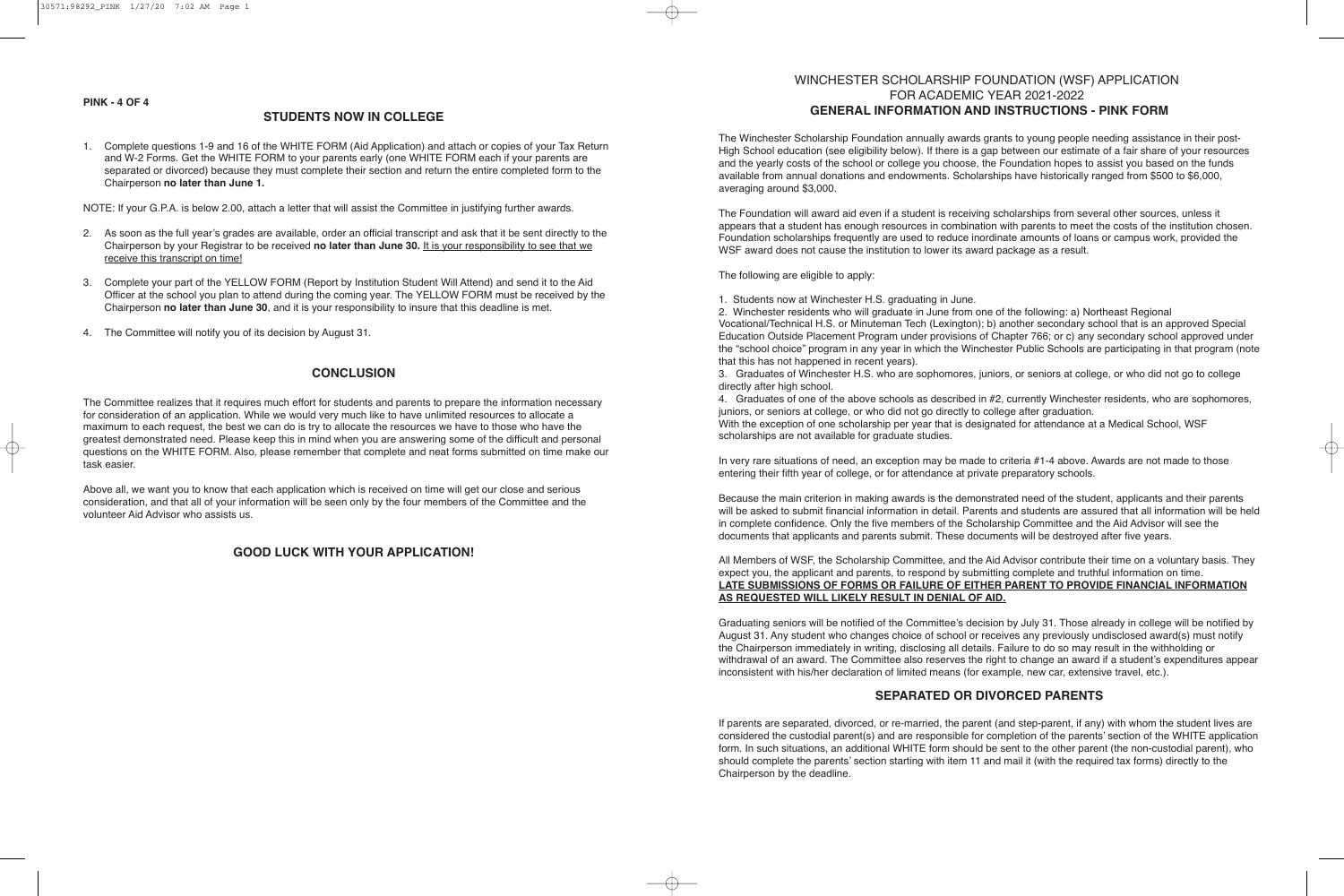# WINCHESTER SCHOLARSHIP FOUNDATION (WSF) APPLICATION
## FOR ACADEMIC YEAR 2021-2022
## GENERAL INFORMATION AND INSTRUCTIONS - PINK FORM

The Winchester Scholarship Foundation annually awards grants to young people needing assistance in their post-High School education (see eligibility below). If there is a gap between our estimate of a fair share of your resources and the yearly costs of the school or college you choose, the Foundation hopes to assist you based on the funds available from annual donations and endowments. Scholarships have historically ranged from $500 to $6,000, averaging around $3,000.

The Foundation will award aid even if a student is receiving scholarships from several other sources, unless it appears that a student has enough resources in combination with parents to meet the costs of the institution chosen. Foundation scholarships frequently are used to reduce inordinate amounts of loans or campus work, provided the WSF award does not cause the institution to lower its award package as a result.

The following are eligible to apply:

1. Students now at Winchester H.S. graduating in June.
2. Winchester residents who will graduate in June from one of the following: a) Northeast Regional Vocational/Technical H.S. or Minuteman Tech (Lexington); b) another secondary school that is an approved Special Education Outside Placement Program under provisions of Chapter 766; or c) any secondary school approved under the "school choice" program in any year in which the Winchester Public Schools are participating in that program (note that this has not happened in recent years).
3. Graduates of Winchester H.S. who are sophomores, juniors, or seniors at college, or who did not go to college directly after high school.
4. Graduates of one of the above schools as described in #2, currently Winchester residents, who are sophomores, juniors, or seniors at college, or who did not go directly to college after graduation.

With the exception of one scholarship per year that is designated for attendance at a Medical School, WSF scholarships are not available for graduate studies.

In very rare situations of need, an exception may be made to criteria #1-4 above. Awards are not made to those entering their fifth year of college, or for attendance at private preparatory schools.

Because the main criterion in making awards is the demonstrated need of the student, applicants and their parents will be asked to submit financial information in detail. Parents and students are assured that all information will be held in complete confidence. Only the five members of the Scholarship Committee and the Aid Advisor will see the documents that applicants and parents submit. These documents will be destroyed after five years.

All Members of WSF, the Scholarship Committee, and the Aid Advisor contribute their time on a voluntary basis. They expect you, the applicant and parents, to respond by submitting complete and truthful information on time. **LATE SUBMISSIONS OF FORMS OR FAILURE OF EITHER PARENT TO PROVIDE FINANCIAL INFORMATION AS REQUESTED WILL LIKELY RESULT IN DENIAL OF AID.**

Graduating seniors will be notified of the Committee's decision by July 31. Those already in college will be notified by August 31. Any student who changes choice of school or receives any previously undisclosed award(s) must notify the Chairperson immediately in writing, disclosing all details. Failure to do so may result in the withholding or withdrawal of an award. The Committee also reserves the right to change an award if a student's expenditures appear inconsistent with his/her declaration of limited means (for example, new car, extensive travel, etc.).

## SEPARATED OR DIVORCED PARENTS

If parents are separated, divorced, or re-married, the parent (and step-parent, if any) with whom the student lives are considered the custodial parent(s) and are responsible for completion of the parents' section of the WHITE application form. In such situations, an additional WHITE form should be sent to the other parent (the non-custodial parent), who should complete the parents' section starting with item 11 and mail it (with the required tax forms) directly to the Chairperson by the deadline.

## STUDENTS NOW IN COLLEGE

1. Complete questions 1-9 and 16 of the WHITE FORM (Aid Application) and attach or copies of your Tax Return and W-2 Forms. Get the WHITE FORM to your parents early (one WHITE FORM each if your parents are separated or divorced) because they must complete their section and return the entire completed form to the Chairperson **no later than June 1.**

NOTE: If your G.P.A. is below 2.00, attach a letter that will assist the Committee in justifying further awards.

2. As soon as the full year's grades are available, order an official transcript and ask that it be sent directly to the Chairperson by your Registrar to be received **no later than June 30.** It is your responsibility to see that we receive this transcript on time!
3. Complete your part of the YELLOW FORM (Report by Institution Student Will Attend) and send it to the Aid Officer at the school you plan to attend during the coming year. The YELLOW FORM must be received by the Chairperson **no later than June 30**, and it is your responsibility to insure that this deadline is met.
4. The Committee will notify you of its decision by August 31.

## CONCLUSION

The Committee realizes that it requires much effort for students and parents to prepare the information necessary for consideration of an application. While we would very much like to have unlimited resources to allocate a maximum to each request, the best we can do is try to allocate the resources we have to those who have the greatest demonstrated need. Please keep this in mind when you are answering some of the difficult and personal questions on the WHITE FORM. Also, please remember that complete and neat forms submitted on time make our task easier.

Above all, we want you to know that each application which is received on time will get our close and serious consideration, and that all of your information will be seen only by the four members of the Committee and the volunteer Aid Advisor who assists us.

## GOOD LUCK WITH YOUR APPLICATION!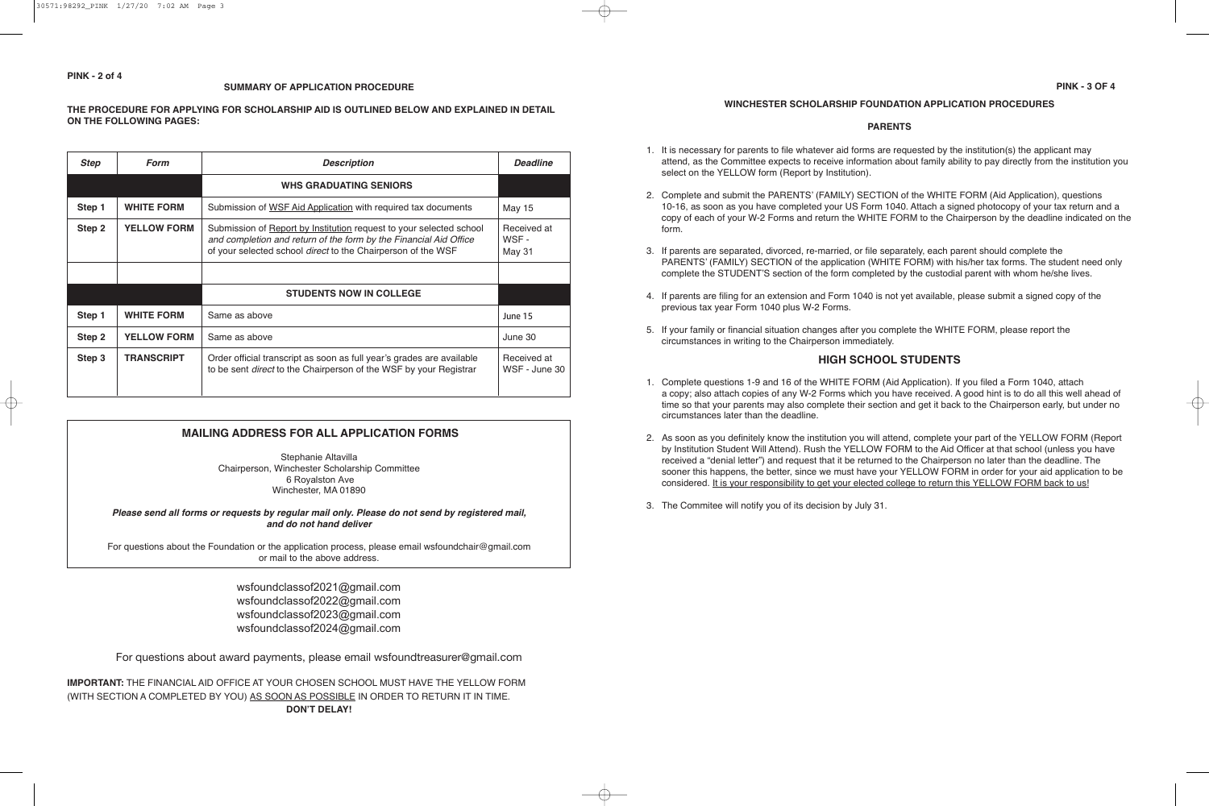## SUMMARY OF APPLICATION PROCEDURE

**THE PROCEDURE FOR APPLYING FOR SCHOLARSHIP AID IS OUTLINED BELOW AND EXPLAINED IN DETAIL ON THE FOLLOWING PAGES:**

| *Step* | *Form* | *Description* | *Deadline* |
|---|---|---|---|
| | | **WHS GRADUATING SENIORS** | |
| **Step 1** | **WHITE FORM** | Submission of WSF Aid Application with required tax documents | May 15 |
| **Step 2** | **YELLOW FORM** | Submission of Report by Institution request to your selected school *and completion and return of the form by the Financial Aid Office* of your selected school *direct* to the Chairperson of the WSF | Received at WSF - May 31 |
| | | | |
| | | **STUDENTS NOW IN COLLEGE** | |
| **Step 1** | **WHITE FORM** | Same as above | June 15 |
| **Step 2** | **YELLOW FORM** | Same as above | June 30 |
| **Step 3** | **TRANSCRIPT** | Order official transcript as soon as full year's grades are available to be sent *direct* to the Chairperson of the WSF by your Registrar | Received at WSF - June 30 |

### MAILING ADDRESS FOR ALL APPLICATION FORMS

Stephanie Altavilla
Chairperson, Winchester Scholarship Committee
6 Royalston Ave
Winchester, MA 01890

***Please send all forms or requests by regular mail only. Please do not send by registered mail, and do not hand deliver***

For questions about the Foundation or the application process, please email wsfoundchair@gmail.com or mail to the above address.

wsfoundclassof2021@gmail.com
wsfoundclassof2022@gmail.com
wsfoundclassof2023@gmail.com
wsfoundclassof2024@gmail.com

For questions about award payments, please email wsfoundtreasurer@gmail.com

**IMPORTANT:** THE FINANCIAL AID OFFICE AT YOUR CHOSEN SCHOOL MUST HAVE THE YELLOW FORM (WITH SECTION A COMPLETED BY YOU) AS SOON AS POSSIBLE IN ORDER TO RETURN IT IN TIME.
**DON'T DELAY!**

## WINCHESTER SCHOLARSHIP FOUNDATION APPLICATION PROCEDURES

### PARENTS

1. It is necessary for parents to file whatever aid forms are requested by the institution(s) the applicant may attend, as the Committee expects to receive information about family ability to pay directly from the institution you select on the YELLOW form (Report by Institution).
2. Complete and submit the PARENTS' (FAMILY) SECTION of the WHITE FORM (Aid Application), questions 10-16, as soon as you have completed your US Form 1040. Attach a signed photocopy of your tax return and a copy of each of your W-2 Forms and return the WHITE FORM to the Chairperson by the deadline indicated on the form.
3. If parents are separated, divorced, re-married, or file separately, each parent should complete the PARENTS' (FAMILY) SECTION of the application (WHITE FORM) with his/her tax forms. The student need only complete the STUDENT'S section of the form completed by the custodial parent with whom he/she lives.
4. If parents are filing for an extension and Form 1040 is not yet available, please submit a signed copy of the previous tax year Form 1040 plus W-2 Forms.
5. If your family or financial situation changes after you complete the WHITE FORM, please report the circumstances in writing to the Chairperson immediately.

### HIGH SCHOOL STUDENTS

1. Complete questions 1-9 and 16 of the WHITE FORM (Aid Application). If you filed a Form 1040, attach a copy; also attach copies of any W-2 Forms which you have received. A good hint is to do all this well ahead of time so that your parents may also complete their section and get it back to the Chairperson early, but under no circumstances later than the deadline.
2. As soon as you definitely know the institution you will attend, complete your part of the YELLOW FORM (Report by Institution Student Will Attend). Rush the YELLOW FORM to the Aid Officer at that school (unless you have received a "denial letter") and request that it be returned to the Chairperson no later than the deadline. The sooner this happens, the better, since we must have your YELLOW FORM in order for your aid application to be considered. It is your responsibility to get your elected college to return this YELLOW FORM back to us!
3. The Commitee will notify you of its decision by July 31.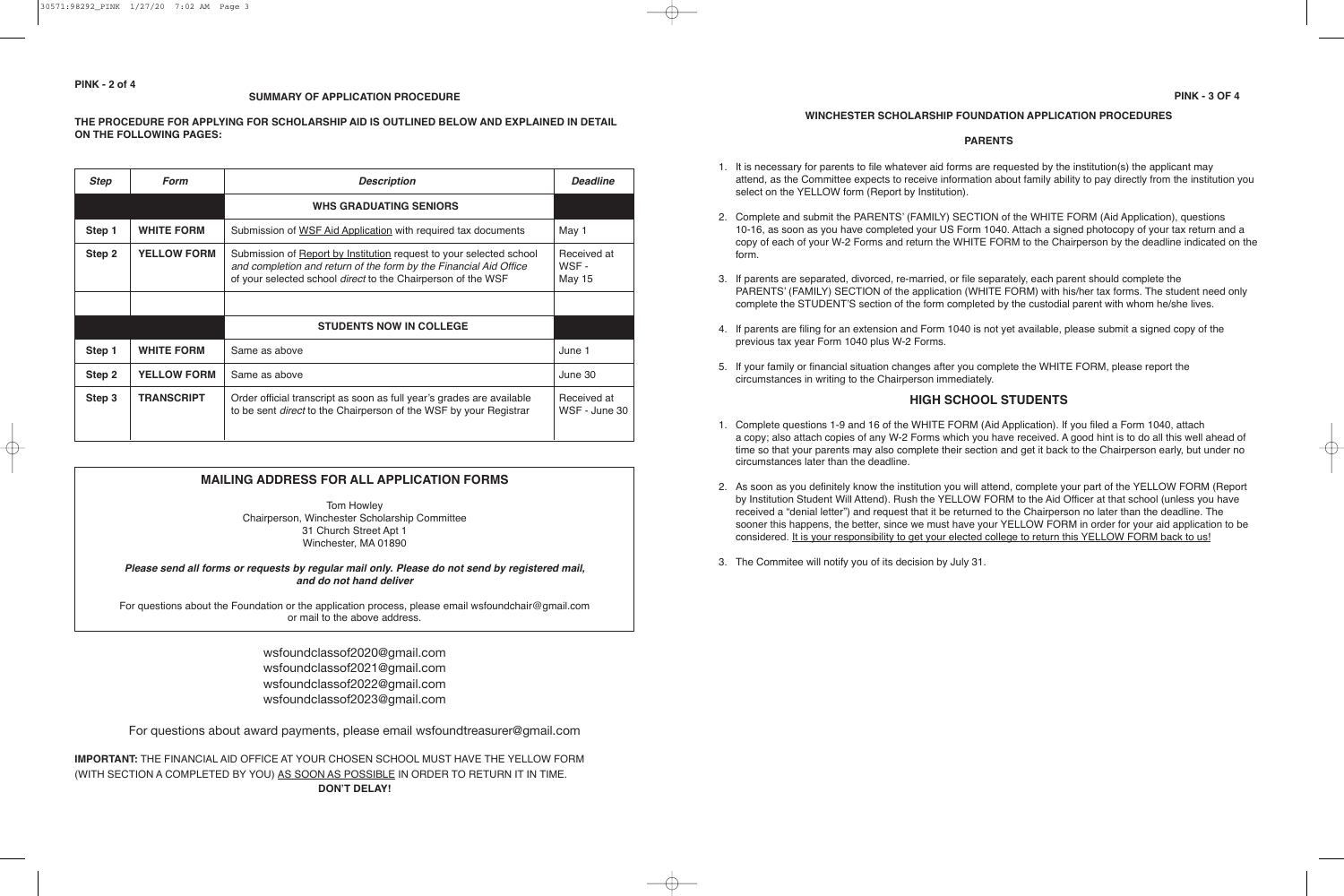## SUMMARY OF APPLICATION PROCEDURE

**THE PROCEDURE FOR APPLYING FOR SCHOLARSHIP AID IS OUTLINED BELOW AND EXPLAINED IN DETAIL ON THE FOLLOWING PAGES:**

| *Step* | *Form* | *Description* | *Deadline* |
|---|---|---|---|
| | | **WHS GRADUATING SENIORS** | |
| Step 1 | **WHITE FORM** | Submission of WSF Aid Application with required tax documents | May 1 |
| Step 2 | **YELLOW FORM** | Submission of Report by Institution request to your selected school *and completion and return of the form by the Financial Aid Office* of your selected school *direct* to the Chairperson of the WSF | Received at WSF - May 15 |
| | | | |
| | | **STUDENTS NOW IN COLLEGE** | |
| Step 1 | **WHITE FORM** | Same as above | June 1 |
| Step 2 | **YELLOW FORM** | Same as above | June 30 |
| Step 3 | **TRANSCRIPT** | Order official transcript as soon as full year's grades are available to be sent *direct* to the Chairperson of the WSF by your Registrar | Received at WSF - June 30 |

### MAILING ADDRESS FOR ALL APPLICATION FORMS

Tom Howley
Chairperson, Winchester Scholarship Committee
31 Church Street Apt 1
Winchester, MA 01890

***Please send all forms or requests by regular mail only. Please do not send by registered mail, and do not hand deliver***

For questions about the Foundation or the application process, please email wsfoundchair@gmail.com or mail to the above address.

wsfoundclassof2020@gmail.com
wsfoundclassof2021@gmail.com
wsfoundclassof2022@gmail.com
wsfoundclassof2023@gmail.com

For questions about award payments, please email wsfoundtreasurer@gmail.com

**IMPORTANT:** THE FINANCIAL AID OFFICE AT YOUR CHOSEN SCHOOL MUST HAVE THE YELLOW FORM (WITH SECTION A COMPLETED BY YOU) AS SOON AS POSSIBLE IN ORDER TO RETURN IT IN TIME.
**DON'T DELAY!**

## WINCHESTER SCHOLARSHIP FOUNDATION APPLICATION PROCEDURES

### PARENTS

1. It is necessary for parents to file whatever aid forms are requested by the institution(s) the applicant may attend, as the Committee expects to receive information about family ability to pay directly from the institution you select on the YELLOW form (Report by Institution).
2. Complete and submit the PARENTS' (FAMILY) SECTION of the WHITE FORM (Aid Application), questions 10-16, as soon as you have completed your US Form 1040. Attach a signed photocopy of your tax return and a copy of each of your W-2 Forms and return the WHITE FORM to the Chairperson by the deadline indicated on the form.
3. If parents are separated, divorced, re-married, or file separately, each parent should complete the PARENTS' (FAMILY) SECTION of the application (WHITE FORM) with his/her tax forms. The student need only complete the STUDENT'S section of the form completed by the custodial parent with whom he/she lives.
4. If parents are filing for an extension and Form 1040 is not yet available, please submit a signed copy of the previous tax year Form 1040 plus W-2 Forms.
5. If your family or financial situation changes after you complete the WHITE FORM, please report the circumstances in writing to the Chairperson immediately.

### HIGH SCHOOL STUDENTS

1. Complete questions 1-9 and 16 of the WHITE FORM (Aid Application). If you filed a Form 1040, attach a copy; also attach copies of any W-2 Forms which you have received. A good hint is to do all this well ahead of time so that your parents may also complete their section and get it back to the Chairperson early, but under no circumstances later than the deadline.
2. As soon as you definitely know the institution you will attend, complete your part of the YELLOW FORM (Report by Institution Student Will Attend). Rush the YELLOW FORM to the Aid Officer at that school (unless you have received a "denial letter") and request that it be returned to the Chairperson no later than the deadline. The sooner this happens, the better, since we must have your YELLOW FORM in order for your aid application to be considered. It is your responsibility to get your elected college to return this YELLOW FORM back to us!
3. The Commitee will notify you of its decision by July 31.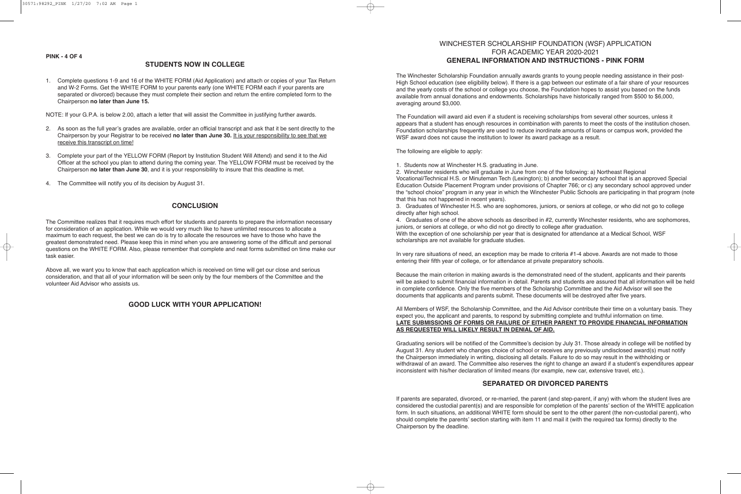## STUDENTS NOW IN COLLEGE

1. Complete questions 1-9 and 16 of the WHITE FORM (Aid Application) and attach or copies of your Tax Return and W-2 Forms. Get the WHITE FORM to your parents early (one WHITE FORM each if your parents are separated or divorced) because they must complete their section and return the entire completed form to the Chairperson **no later than June 15.**

NOTE: If your G.P.A. is below 2.00, attach a letter that will assist the Committee in justifying further awards.

2. As soon as the full year's grades are available, order an official transcript and ask that it be sent directly to the Chairperson by your Registrar to be received **no later than June 30.** It is your responsibility to see that we receive this transcript on time!
3. Complete your part of the YELLOW FORM (Report by Institution Student Will Attend) and send it to the Aid Officer at the school you plan to attend during the coming year. The YELLOW FORM must be received by the Chairperson **no later than June 30**, and it is your responsibility to insure that this deadline is met.
4. The Committee will notify you of its decision by August 31.

## CONCLUSION

The Committee realizes that it requires much effort for students and parents to prepare the information necessary for consideration of an application. While we would very much like to have unlimited resources to allocate a maximum to each request, the best we can do is try to allocate the resources we have to those who have the greatest demonstrated need. Please keep this in mind when you are answering some of the difficult and personal questions on the WHITE FORM. Also, please remember that complete and neat forms submitted on time make our task easier.

Above all, we want you to know that each application which is received on time will get our close and serious consideration, and that all of your information will be seen only by the four members of the Committee and the volunteer Aid Advisor who assists us.

## GOOD LUCK WITH YOUR APPLICATION!

# WINCHESTER SCHOLARSHIP FOUNDATION (WSF) APPLICATION FOR ACADEMIC YEAR 2020-2021

## GENERAL INFORMATION AND INSTRUCTIONS - PINK FORM

The Winchester Scholarship Foundation annually awards grants to young people needing assistance in their post-High School education (see eligibility below). If there is a gap between our estimate of a fair share of your resources and the yearly costs of the school or college you choose, the Foundation hopes to assist you based on the funds available from annual donations and endowments. Scholarships have historically ranged from $500 to $6,000, averaging around $3,000.

The Foundation will award aid even if a student is receiving scholarships from several other sources, unless it appears that a student has enough resources in combination with parents to meet the costs of the institution chosen. Foundation scholarships frequently are used to reduce inordinate amounts of loans or campus work, provided the WSF award does not cause the institution to lower its award package as a result.

The following are eligible to apply:

1. Students now at Winchester H.S. graduating in June.
2. Winchester residents who will graduate in June from one of the following: a) Northeast Regional Vocational/Technical H.S. or Minuteman Tech (Lexington); b) another secondary school that is an approved Special Education Outside Placement Program under provisions of Chapter 766; or c) any secondary school approved under the "school choice" program in any year in which the Winchester Public Schools are participating in that program (note that this has not happened in recent years).
3. Graduates of Winchester H.S. who are sophomores, juniors, or seniors at college, or who did not go to college directly after high school.
4. Graduates of one of the above schools as described in #2, currently Winchester residents, who are sophomores, juniors, or seniors at college, or who did not go directly to college after graduation.

With the exception of one scholarship per year that is designated for attendance at a Medical School, WSF scholarships are not available for graduate studies.

In very rare situations of need, an exception may be made to criteria #1-4 above. Awards are not made to those entering their fifth year of college, or for attendance at private preparatory schools.

Because the main criterion in making awards is the demonstrated need of the student, applicants and their parents will be asked to submit financial information in detail. Parents and students are assured that all information will be held in complete confidence. Only the five members of the Scholarship Committee and the Aid Advisor will see the documents that applicants and parents submit. These documents will be destroyed after five years.

All Members of WSF, the Scholarship Committee, and the Aid Advisor contribute their time on a voluntary basis. They expect you, the applicant and parents, to respond by submitting complete and truthful information on time.
**LATE SUBMISSIONS OF FORMS OR FAILURE OF EITHER PARENT TO PROVIDE FINANCIAL INFORMATION AS REQUESTED WILL LIKELY RESULT IN DENIAL OF AID.**

Graduating seniors will be notified of the Committee's decision by July 31. Those already in college will be notified by August 31. Any student who changes choice of school or receives any previously undisclosed award(s) must notify the Chairperson immediately in writing, disclosing all details. Failure to do so may result in the withholding or withdrawal of an award. The Committee also reserves the right to change an award if a student's expenditures appear inconsistent with his/her declaration of limited means (for example, new car, extensive travel, etc.).

## SEPARATED OR DIVORCED PARENTS

If parents are separated, divorced, or re-married, the parent (and step-parent, if any) with whom the student lives are considered the custodial parent(s) and are responsible for completion of the parents' section of the WHITE application form. In such situations, an additional WHITE form should be sent to the other parent (the non-custodial parent), who should complete the parents' section starting with item 11 and mail it (with the required tax forms) directly to the Chairperson by the deadline.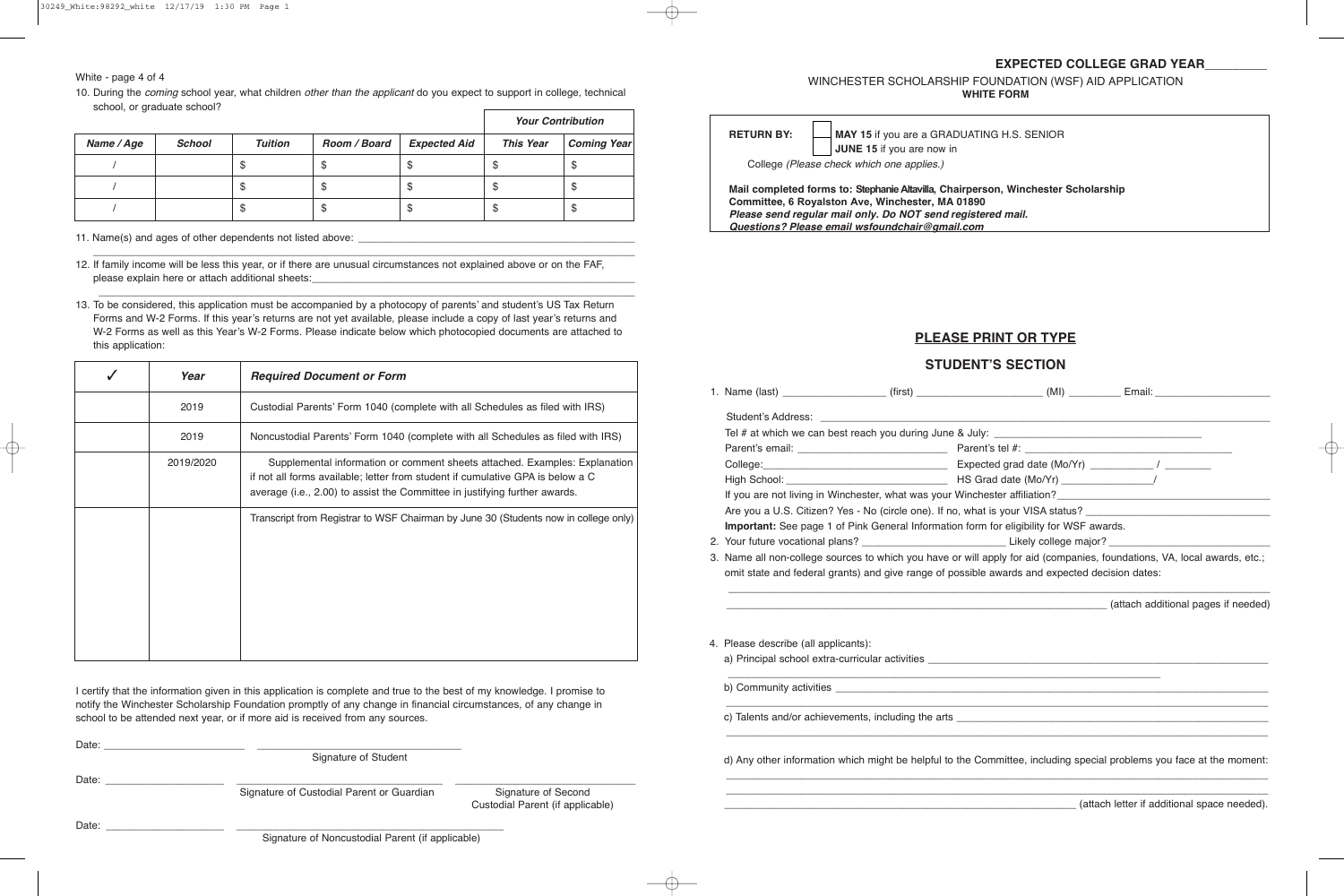10. During the *coming* school year, what children *other than the applicant* do you expect to support in college, technical school, or graduate school?

| | | | | | *Your Contribution* | |
|---|---|---|---|---|---|---|
| ***Name / Age*** | ***School*** | ***Tuition*** | ***Room / Board*** | ***Expected Aid*** | ***This Year*** | ***Coming Year*** |
| / | | $ | $ | $ | $ | $ |
| / | | $ | $ | $ | $ | $ |
| / | | $ | $ | $ | $ | $ |

11. Name(s) and ages of other dependents not listed above: ________________________________________

12. If family income will be less this year, or if there are unusual circumstances not explained above or on the FAF, please explain here or attach additional sheets: ________________________________________

13. To be considered, this application must be accompanied by a photocopy of parents' and student's US Tax Return Forms and W-2 Forms. If this year's returns are not yet available, please include a copy of last year's returns and W-2 Forms as well as this Year's W-2 Forms. Please indicate below which photocopied documents are attached to this application:

| ✓ | *Year* | *Required Document or Form* |
|---|---|---|
| | 2019 | Custodial Parents' Form 1040 (complete with all Schedules as filed with IRS) |
| | 2019 | Noncustodial Parents' Form 1040 (complete with all Schedules as filed with IRS) |
| | 2019/2020 | Supplemental information or comment sheets attached. Examples: Explanation if not all forms available; letter from student if cumulative GPA is below a C average (i.e., 2.00) to assist the Committee in justifying further awards. |
| | | Transcript from Registrar to WSF Chairman by June 30 (Students now in college only) |

I certify that the information given in this application is complete and true to the best of my knowledge. I promise to notify the Winchester Scholarship Foundation promptly of any change in financial circumstances, of any change in school to be attended next year, or if more aid is received from any sources.

Date: ____________________ ______________________________
Signature of Student

Date: ____________________ ______________________________ ______________________________
Signature of Custodial Parent or Guardian — Signature of Second Custodial Parent (if applicable)

Date: ____________________ ______________________________
Signature of Noncustodial Parent (if applicable)

**EXPECTED COLLEGE GRAD YEAR**__________

WINCHESTER SCHOLARSHIP FOUNDATION (WSF) AID APPLICATION
**WHITE FORM**

**RETURN BY:** ☐ **MAY 15** if you are a GRADUATING H.S. SENIOR
☐ **JUNE 15** if you are now in College *(Please check which one applies.)*

**Mail completed forms to: Stephanie Altavilla, Chairperson, Winchester Scholarship Committee, 6 Royalston Ave, Winchester, MA 01890**
***Please send regular mail only. Do NOT send registered mail.***
***Questions? Please email wsfoundchair@gmail.com***

## PLEASE PRINT OR TYPE

## STUDENT'S SECTION

1. Name (last) ______________ (first) ________________ (MI) ________ Email: ________________

   Student's Address: ________________________________________

   Tel # at which we can best reach you during June & July: ______________________

   Parent's email: ______________________ Parent's tel #: ______________________

   College: ______________________ Expected grad date (Mo/Yr) ________ / ________

   High School: ______________________ HS Grad date (Mo/Yr) ____________/

   If you are not living in Winchester, what was your Winchester affiliation? ______________________

   Are you a U.S. Citizen? Yes - No (circle one). If no, what is your VISA status? ______________________

   **Important:** See page 1 of Pink General Information form for eligibility for WSF awards.

2. Your future vocational plans? ______________________ Likely college major? ______________________

3. Name all non-college sources to which you have or will apply for aid (companies, foundations, VA, local awards, etc.; omit state and federal grants) and give range of possible awards and expected decision dates:

   ________________________________________ (attach additional pages if needed)

4. Please describe (all applicants):

   a) Principal school extra-curricular activities ________________________________________

   b) Community activities ________________________________________

   c) Talents and/or achievements, including the arts ________________________________________

   d) Any other information which might be helpful to the Committee, including special problems you face at the moment:

   ________________________________________ (attach letter if additional space needed).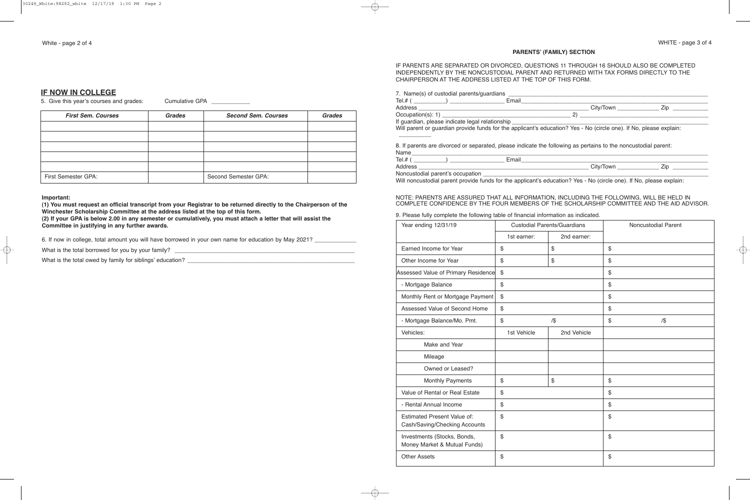## IF NOW IN COLLEGE

5. Give this year's courses and grades: Cumulative GPA ____________

| *First Sem. Courses* | *Grades* | *Second Sem. Courses* | *Grades* |
|---|---|---|---|
| | | | |
| | | | |
| | | | |
| | | | |
| | | | |
| First Semester GPA: | | Second Semester GPA: | |

**Important:**
**(1) You must request an official transcript from your Registrar to be returned directly to the Chairperson of the Winchester Scholarship Committee at the address listed at the top of this form.**
**(2) If your GPA is below 2.00 in any semester or cumulatively, you must attach a letter that will assist the Committee in justifying in any further awards.**

6. If now in college, total amount you will have borrowed in your own name for education by May 2021? ____________

What is the total borrowed for you by your family? ____________

What is the total owed by family for siblings' education? ____________

### PARENTS' (FAMILY) SECTION

IF PARENTS ARE SEPARATED OR DIVORCED, QUESTIONS 11 THROUGH 16 SHOULD ALSO BE COMPLETED INDEPENDENTLY BY THE NONCUSTODIAL PARENT AND RETURNED WITH TAX FORMS DIRECTLY TO THE CHAIRPERSON AT THE ADDRESS LISTED AT THE TOP OF THIS FORM.

7. Name(s) of custodial parents/guardians ____________
Tel.# ( ________ ) ____________ Email ____________
Address ____________ City/Town ____________ Zip ____________
Occupation(s): 1) ____________ 2) ____________
If guardian, please indicate legal relationship ____________
Will parent or guardian provide funds for the applicant's education? Yes - No (circle one). If No, please explain: ____________

8. If parents are divorced or separated, please indicate the following as pertains to the noncustodial parent:
Name ____________
Tel.# ( ________ ) ____________ Email ____________
Address ____________ City/Town ____________ Zip ____________
Noncustodial parent's occupation ____________
Will noncustodial parent provide funds for the applicant's education? Yes - No (circle one). If No, please explain:

NOTE: PARENTS ARE ASSURED THAT ALL INFORMATION, INCLUDING THE FOLLOWING, WILL BE HELD IN COMPLETE CONFIDENCE BY THE FOUR MEMBERS OF THE SCHOLARSHIP COMMITTEE AND THE AID ADVISOR.

9. Please fully complete the following table of financial information as indicated.

| Year ending 12/31/19 | Custodial Parents/Guardians | | Noncustodial Parent |
|---|---|---|---|
| | 1st earner: | 2nd earner: | |
| Earned Income for Year | $ | $ | $ |
| Other Income for Year | $ | $ | $ |
| Assessed Value of Primary Residence | $ | | $ |
| - Mortgage Balance | $ | | $ |
| Monthly Rent or Mortgage Payment | $ | | $ |
| Assessed Value of Second Home | $ | | $ |
| - Mortgage Balance/Mo. Pmt. | $ | /$ | $ /$ |
| Vehicles: | 1st Vehicle | 2nd Vehicle | |
| Make and Year | | | |
| Mileage | | | |
| Owned or Leased? | | | |
| Monthly Payments | $ | $ | $ |
| Value of Rental or Real Estate | $ | | $ |
| - Rental Annual Income | $ | | $ |
| Estimated Present Value of: Cash/Saving/Checking Accounts | $ | | $ |
| Investments (Stocks, Bonds, Money Market & Mutual Funds) | $ | | $ |
| Other Assets | $ | | $ |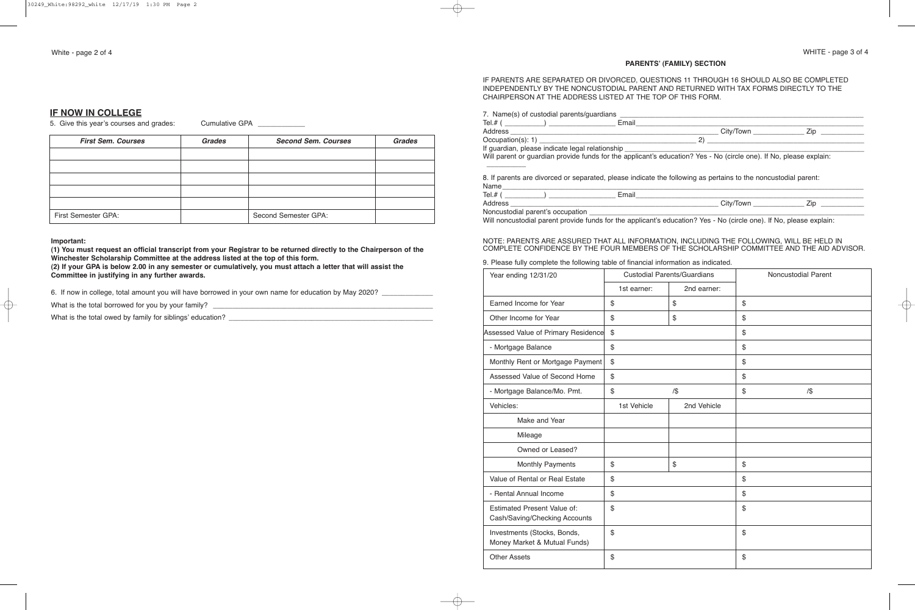## IF NOW IN COLLEGE

5. Give this year's courses and grades: Cumulative GPA ____________

| *First Sem. Courses* | *Grades* | *Second Sem. Courses* | *Grades* |
|---|---|---|---|
| | | | |
| | | | |
| | | | |
| | | | |
| | | | |
| First Semester GPA: | | Second Semester GPA: | |

**Important:**
**(1) You must request an official transcript from your Registrar to be returned directly to the Chairperson of the Winchester Scholarship Committee at the address listed at the top of this form.**
**(2) If your GPA is below 2.00 in any semester or cumulatively, you must attach a letter that will assist the Committee in justifying in any further awards.**

6. If now in college, total amount you will have borrowed in your own name for education by May 2020? ____________

What is the total borrowed for you by your family? ____________

What is the total owed by family for siblings' education? ____________

**PARENTS' (FAMILY) SECTION**

IF PARENTS ARE SEPARATED OR DIVORCED, QUESTIONS 11 THROUGH 16 SHOULD ALSO BE COMPLETED INDEPENDENTLY BY THE NONCUSTODIAL PARENT AND RETURNED WITH TAX FORMS DIRECTLY TO THE CHAIRPERSON AT THE ADDRESS LISTED AT THE TOP OF THIS FORM.

7. Name(s) of custodial parents/guardians ____________

Tel.# ( ________ ) ____________ Email ____________

Address ____________ City/Town ____________ Zip ____________

Occupation(s): 1) ____________ 2) ____________

If guardian, please indicate legal relationship ____________

Will parent or guardian provide funds for the applicant's education? Yes - No (circle one). If No, please explain: ____________

8. If parents are divorced or separated, please indicate the following as pertains to the noncustodial parent:

Name ____________

Tel.# ( ________ ) ____________ Email ____________

Address ____________ City/Town ____________ Zip ____________

Noncustodial parent's occupation ____________

Will noncustodial parent provide funds for the applicant's education? Yes - No (circle one). If No, please explain:

NOTE: PARENTS ARE ASSURED THAT ALL INFORMATION, INCLUDING THE FOLLOWING, WILL BE HELD IN COMPLETE CONFIDENCE BY THE FOUR MEMBERS OF THE SCHOLARSHIP COMMITTEE AND THE AID ADVISOR.

9. Please fully complete the following table of financial information as indicated.

| Year ending 12/31/20 | Custodial Parents/Guardians | | Noncustodial Parent |
|---|---|---|---|
| | 1st earner: | 2nd earner: | |
| Earned Income for Year | $ | $ | $ |
| Other Income for Year | $ | $ | $ |
| Assessed Value of Primary Residence | $ | | $ |
| - Mortgage Balance | $ | | $ |
| Monthly Rent or Mortgage Payment | $ | | $ |
| Assessed Value of Second Home | $ | | $ |
| - Mortgage Balance/Mo. Pmt. | $ | /$ | $ /$ |
| Vehicles: | 1st Vehicle | 2nd Vehicle | |
| Make and Year | | | |
| Mileage | | | |
| Owned or Leased? | | | |
| Monthly Payments | $ | $ | $ |
| Value of Rental or Real Estate | $ | | $ |
| - Rental Annual Income | $ | | $ |
| Estimated Present Value of: Cash/Saving/Checking Accounts | $ | | $ |
| Investments (Stocks, Bonds, Money Market & Mutual Funds) | $ | | $ |
| Other Assets | $ | | $ |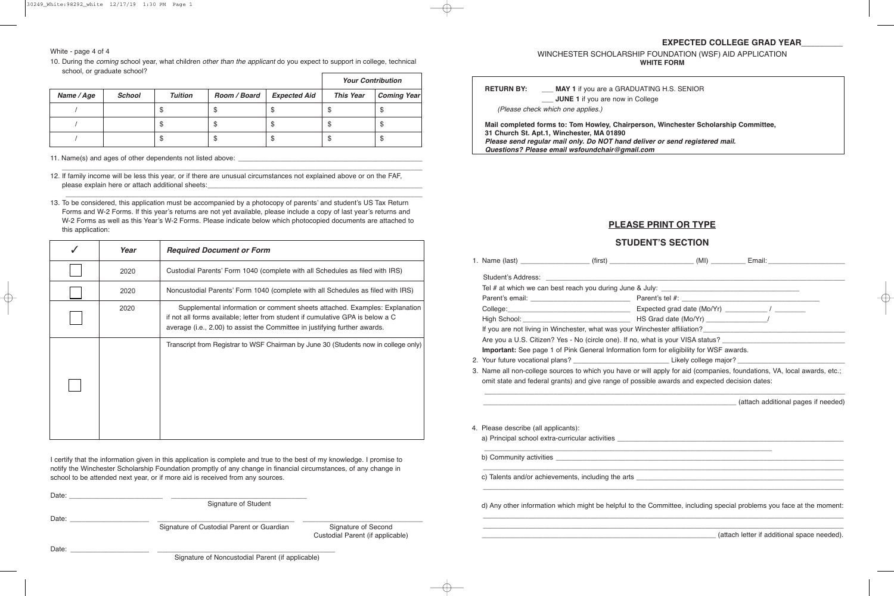10. During the *coming* school year, what children *other than the applicant* do you expect to support in college, technical school, or graduate school?

| | | | | | Your Contribution | |
|---|---|---|---|---|---|---|
| ***Name / Age*** | ***School*** | ***Tuition*** | ***Room / Board*** | ***Expected Aid*** | ***This Year*** | ***Coming Year*** |
| / | | $ | $ | $ | $ | $ |
| / | | $ | $ | $ | $ | $ |
| / | | $ | $ | $ | $ | $ |

11. Name(s) and ages of other dependents not listed above: ______________________________________________

______________________________________________________________________________

12. If family income will be less this year, or if there are unusual circumstances not explained above or on the FAF, please explain here or attach additional sheets: ______________________________________________

______________________________________________________________________________

13. To be considered, this application must be accompanied by a photocopy of parents' and student's US Tax Return Forms and W-2 Forms. If this year's returns are not yet available, please include a copy of last year's returns and W-2 Forms as well as this Year's W-2 Forms. Please indicate below which photocopied documents are attached to this application:

| ✓ | *Year* | *Required Document or Form* |
|---|---|---|
| ☐ | 2020 | Custodial Parents' Form 1040 (complete with all Schedules as filed with IRS) |
| ☐ | 2020 | Noncustodial Parents' Form 1040 (complete with all Schedules as filed with IRS) |
| ☐ | 2020 | Supplemental information or comment sheets attached. Examples: Explanation if not all forms available; letter from student if cumulative GPA is below a C average (i.e., 2.00) to assist the Committee in justifying further awards. |
| ☐ | | Transcript from Registrar to WSF Chairman by June 30 (Students now in college only) |

I certify that the information given in this application is complete and true to the best of my knowledge. I promise to notify the Winchester Scholarship Foundation promptly of any change in financial circumstances, of any change in school to be attended next year, or if more aid is received from any sources.

Date: ______________________ ______________________________
Signature of Student

Date: ______________________ ______________________________ ______________________________
Signature of Custodial Parent or Guardian — Signature of Second Custodial Parent (if applicable)

Date: ______________________ ______________________________
Signature of Noncustodial Parent (if applicable)

**EXPECTED COLLEGE GRAD YEAR**__________

WINCHESTER SCHOLARSHIP FOUNDATION (WSF) AID APPLICATION

**WHITE FORM**

**RETURN BY:** ___ **MAY 1** if you are a GRADUATING H.S. SENIOR
___ **JUNE 1** if you are now in College
*(Please check which one applies.)*

**Mail completed forms to: Tom Howley, Chairperson, Winchester Scholarship Committee, 31 Church St. Apt.1, Winchester, MA 01890**
***Please send regular mail only. Do NOT hand deliver or send registered mail.***
***Questions? Please email wsfoundchair@gmail.com***

## PLEASE PRINT OR TYPE

## STUDENT'S SECTION

1. Name (last) ________________ (first) ____________________ (MI) ________ Email: __________________

   Student's Address: ______________________________________________________________

   Tel # at which we can best reach you during June & July: ________________________________

   Parent's email: ________________________ Parent's tel #: ______________________________

   College: ______________________________ Expected grad date (Mo/Yr) __________ / ________

   High School: __________________________ HS Grad date (Mo/Yr) ______________/

   If you are not living in Winchester, what was your Winchester affiliation? ____________________________

   Are you a U.S. Citizen? Yes - No (circle one). If no, what is your VISA status? ________________________

   **Important:** See page 1 of Pink General Information form for eligibility for WSF awards.

2. Your future vocational plans? ________________________ Likely college major? ________________________

3. Name all non-college sources to which you have or will apply for aid (companies, foundations, VA, local awards, etc.; omit state and federal grants) and give range of possible awards and expected decision dates:

   ______________________________________________________________________________

   __________________________________________________________ (attach additional pages if needed)

4. Please describe (all applicants):

   a) Principal school extra-curricular activities ____________________________________________

   ______________________________________________________________________________

   b) Community activities __________________________________________________________

   ______________________________________________________________________________

   c) Talents and/or achievements, including the arts ________________________________________

   ______________________________________________________________________________

   d) Any other information which might be helpful to the Committee, including special problems you face at the moment:

   ______________________________________________________________________________

   ______________________________________________________________________________

   __________________________________________________________ (attach letter if additional space needed).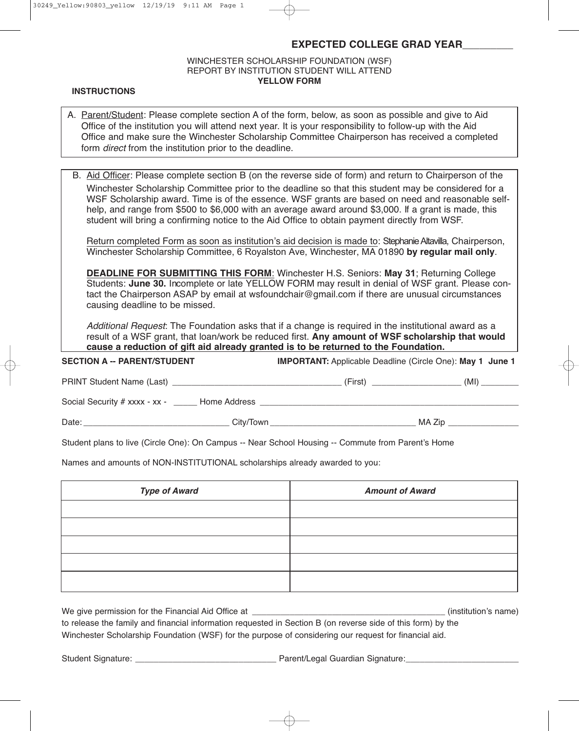**EXPECTED COLLEGE GRAD YEAR_________**

WINCHESTER SCHOLARSHIP FOUNDATION (WSF)
REPORT BY INSTITUTION STUDENT WILL ATTEND
**YELLOW FORM**

**INSTRUCTIONS**

A. Parent/Student: Please complete section A of the form, below, as soon as possible and give to Aid Office of the institution you will attend next year. It is your responsibility to follow-up with the Aid Office and make sure the Winchester Scholarship Committee Chairperson has received a completed form *direct* from the institution prior to the deadline.

B. Aid Officer: Please complete section B (on the reverse side of form) and return to Chairperson of the Winchester Scholarship Committee prior to the deadline so that this student may be considered for a WSF Scholarship award. Time is of the essence. WSF grants are based on need and reasonable self-help, and range from $500 to $6,000 with an average award around $3,000. If a grant is made, this student will bring a confirming notice to the Aid Office to obtain payment directly from WSF.

Return completed Form as soon as institution's aid decision is made to: Stephanie Altavilla, Chairperson, Winchester Scholarship Committee, 6 Royalston Ave, Winchester, MA 01890 **by regular mail only**.

**DEADLINE FOR SUBMITTING THIS FORM**: Winchester H.S. Seniors: **May 31**; Returning College Students: **June 30.** Incomplete or late YELLOW FORM may result in denial of WSF grant. Please contact the Chairperson ASAP by email at wsfoundchair@gmail.com if there are unusual circumstances causing deadline to be missed.

*Additional Request*: The Foundation asks that if a change is required in the institutional award as a result of a WSF grant, that loan/work be reduced first. **Any amount of WSF scholarship that would cause a reduction of gift aid already granted is to be returned to the Foundation.**

**SECTION A -- PARENT/STUDENT** **IMPORTANT:** Applicable Deadline (Circle One): **May 1 June 1**

PRINT Student Name (Last) ___________________________ (First) ________________ (MI) ________

Social Security # xxxx - xx - _____ Home Address ______________________________________

Date: ________________________ City/Town ________________________ MA Zip ______________

Student plans to live (Circle One): On Campus -- Near School Housing -- Commute from Parent's Home

Names and amounts of NON-INSTITUTIONAL scholarships already awarded to you:

| *Type of Award* | *Amount of Award* |
|---|---|
| | |
| | |
| | |
| | |
| | |

We give permission for the Financial Aid Office at ________________________________ (institution's name) to release the family and financial information requested in Section B (on reverse side of this form) by the Winchester Scholarship Foundation (WSF) for the purpose of considering our request for financial aid.

Student Signature: ___________________________ Parent/Legal Guardian Signature:______________________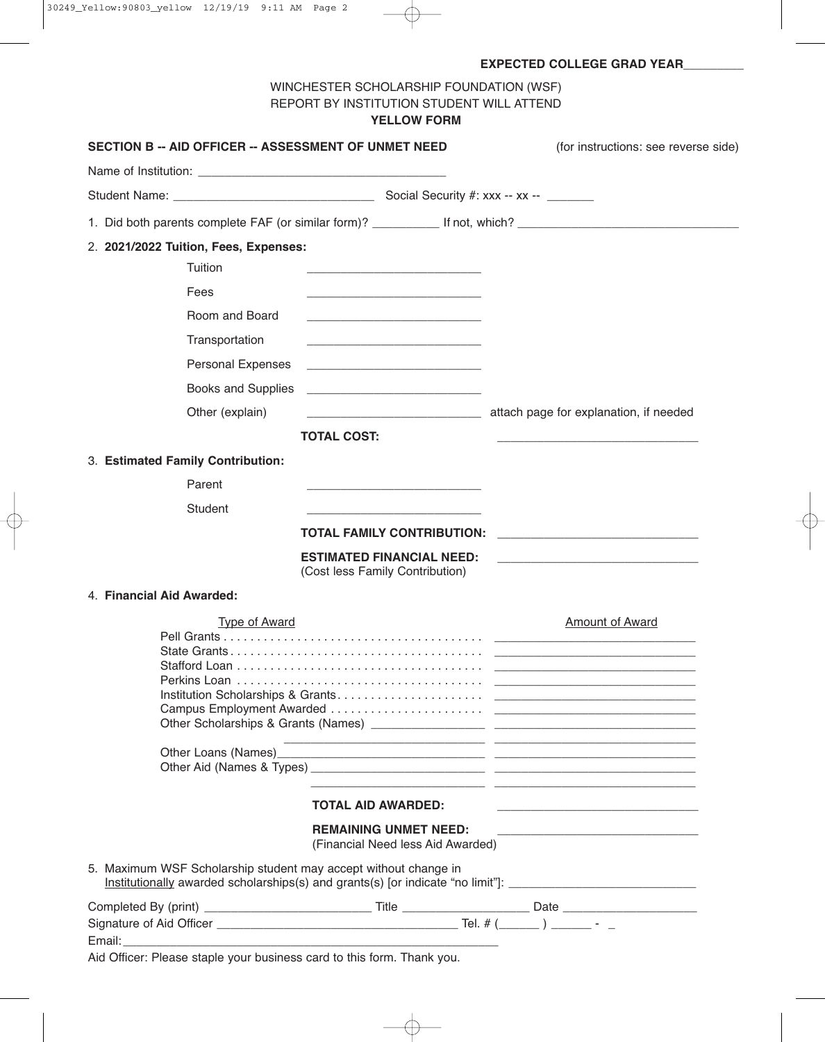**EXPECTED COLLEGE GRAD YEAR_________**

WINCHESTER SCHOLARSHIP FOUNDATION (WSF)
REPORT BY INSTITUTION STUDENT WILL ATTEND
**YELLOW FORM**

**SECTION B -- AID OFFICER -- ASSESSMENT OF UNMET NEED** (for instructions: see reverse side)

Name of Institution: _____________________________________

Student Name: ______________________________ Social Security #: xxx -- xx -- _______

1. Did both parents complete FAF (or similar form)? __________ If not, which? _________________________________

2. **2021/2022 Tuition, Fees, Expenses:**

   Tuition __________________________

   Fees __________________________

   Room and Board __________________________

   Transportation __________________________

   Personal Expenses __________________________

   Books and Supplies __________________________

   Other (explain) __________________________ attach page for explanation, if needed

   **TOTAL COST:** ______________________________

3. **Estimated Family Contribution:**

   Parent __________________________

   Student __________________________

   **TOTAL FAMILY CONTRIBUTION:** ______________________________

   **ESTIMATED FINANCIAL NEED:** ______________________________
   (Cost less Family Contribution)

4. **Financial Aid Awarded:**

| Type of Award | Amount of Award |
|---|---|
| Pell Grants | ______________________________ |
| State Grants | ______________________________ |
| Stafford Loan | ______________________________ |
| Perkins Loan | ______________________________ |
| Institution Scholarships & Grants | ______________________________ |
| Campus Employment Awarded | ______________________________ |
| Other Scholarships & Grants (Names) _________________ | ______________________________ |
| ______________________________ | ______________________________ |
| Other Loans (Names)_______________________________ | ______________________________ |
| Other Aid (Names & Types) __________________________ | ______________________________ |
| __________________________ | ______________________________ |

   **TOTAL AID AWARDED:** ______________________________

   **REMAINING UNMET NEED:** ______________________________
   (Financial Need less Aid Awarded)

5. Maximum WSF Scholarship student may accept without change in Institutionally awarded scholarships(s) and grants(s) [or indicate "no limit"]: ____________________________

Completed By (print) _________________________ Title ___________________ Date ____________________

Signature of Aid Officer ____________________________________ Tel. # (______ ) ______ - _

Email:___________________________________________________________

Aid Officer: Please staple your business card to this form. Thank you.